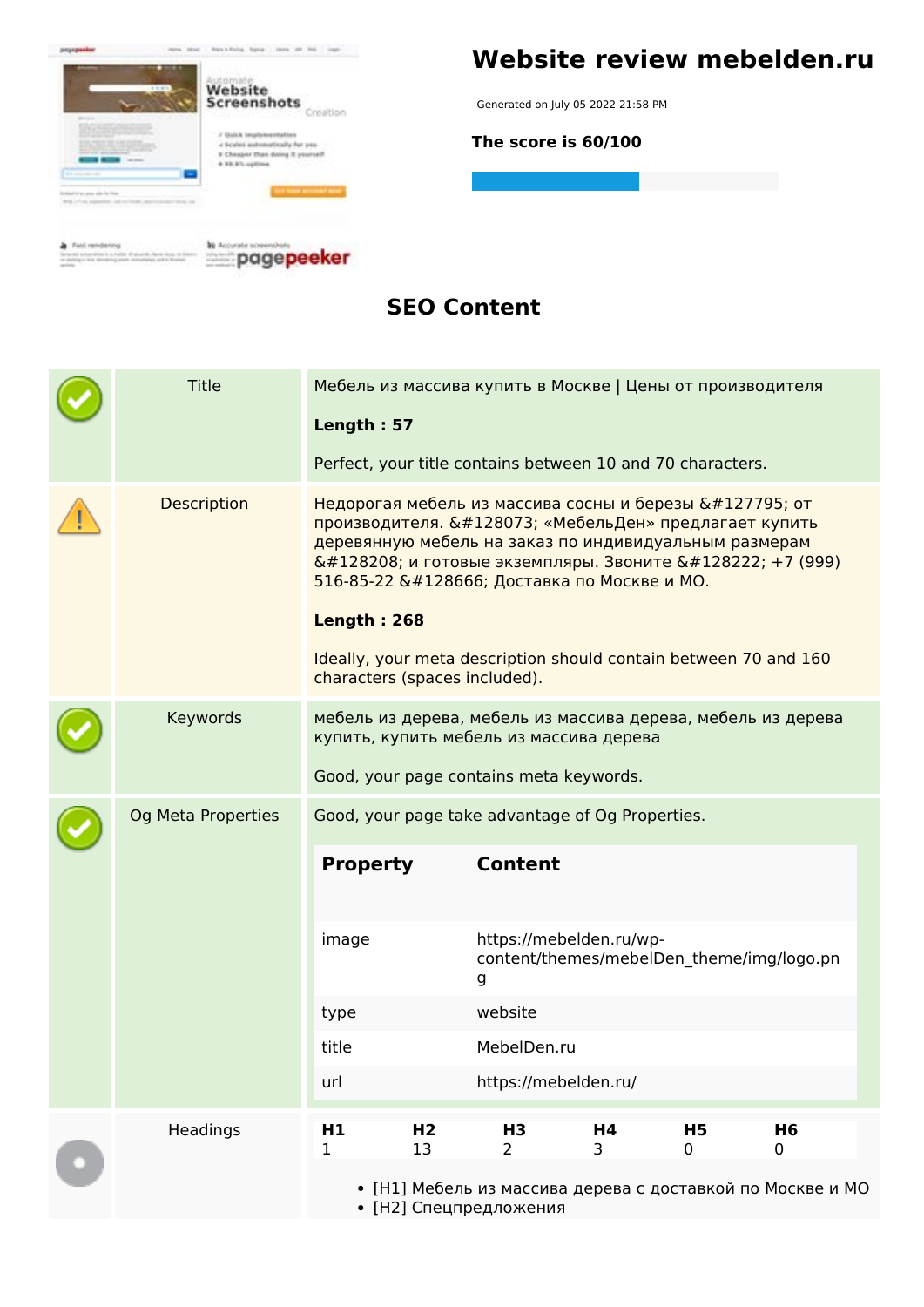# Website review mebelden.ru

Generated on July 05 2022 21:58 PM

**The score is 60/100**

## SEO Content

| | | |
|---|---|---|
| | Title | Мебель из массива купить в Москве \| Цены от производителя<br><br>**Length : 57**<br><br>Perfect, your title contains between 10 and 70 characters. |
| | Description | Недорогая мебель из массива сосны и березы &#127795; от производителя. &#128073; «МебельДен» предлагает купить деревянную мебель на заказ по индивидуальным размерам &#128208; и готовые экземпляры. Звоните &#128222; +7 (999) 516-85-22 &#128666; Доставка по Москве и МО.<br><br>**Length : 268**<br><br>Ideally, your meta description should contain between 70 and 160 characters (spaces included). |
| | Keywords | мебель из дерева, мебель из массива дерева, мебель из дерева купить, купить мебель из массива дерева<br><br>Good, your page contains meta keywords. |
| | Og Meta Properties | Good, your page take advantage of Og Properties. |

| Property | Content |
|---|---|
| image | https://mebelden.ru/wp-content/themes/mebelDen_theme/img/logo.png |
| type | website |
| title | MebelDen.ru |
| url | https://mebelden.ru/ |

Headings

| H1 | H2 | H3 | H4 | H5 | H6 |
|---|---|---|---|---|---|
| 1 | 13 | 2 | 3 | 0 | 0 |

- [H1] Мебель из массива дерева с доставкой по Москве и МО
- [H2] Спецпредложения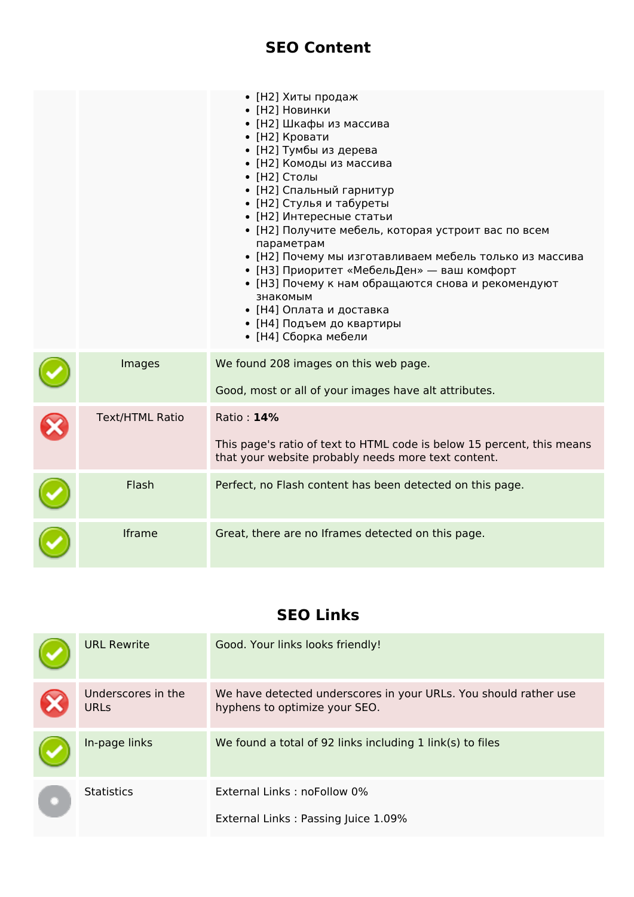## SEO Content

| | | |
|---|---|---|
| | | <ul><li>[H2] Хиты продаж</li><li>[H2] Новинки</li><li>[H2] Шкафы из массива</li><li>[H2] Кровати</li><li>[H2] Тумбы из дерева</li><li>[H2] Комоды из массива</li><li>[H2] Столы</li><li>[H2] Спальный гарнитур</li><li>[H2] Стулья и табуреты</li><li>[H2] Интересные статьи</li><li>[H2] Получите мебель, которая устроит вас по всем параметрам</li><li>[H2] Почему мы изготавливаем мебель только из массива</li><li>[H3] Приоритет «МебельДен» — ваш комфорт</li><li>[H3] Почему к нам обращаются снова и рекомендуют знакомым</li><li>[H4] Оплата и доставка</li><li>[H4] Подъем до квартиры</li><li>[H4] Сборка мебели</li></ul> |
| ✓ | Images | We found 208 images on this web page.<br><br>Good, most or all of your images have alt attributes. |
| ✗ | Text/HTML Ratio | Ratio : **14%**<br><br>This page's ratio of text to HTML code is below 15 percent, this means that your website probably needs more text content. |
| ✓ | Flash | Perfect, no Flash content has been detected on this page. |
| ✓ | Iframe | Great, there are no Iframes detected on this page. |

## SEO Links

| | | |
|---|---|---|
| ✓ | URL Rewrite | Good. Your links looks friendly! |
| ✗ | Underscores in the URLs | We have detected underscores in your URLs. You should rather use hyphens to optimize your SEO. |
| ✓ | In-page links | We found a total of 92 links including 1 link(s) to files |
| | Statistics | External Links : noFollow 0%<br><br>External Links : Passing Juice 1.09% |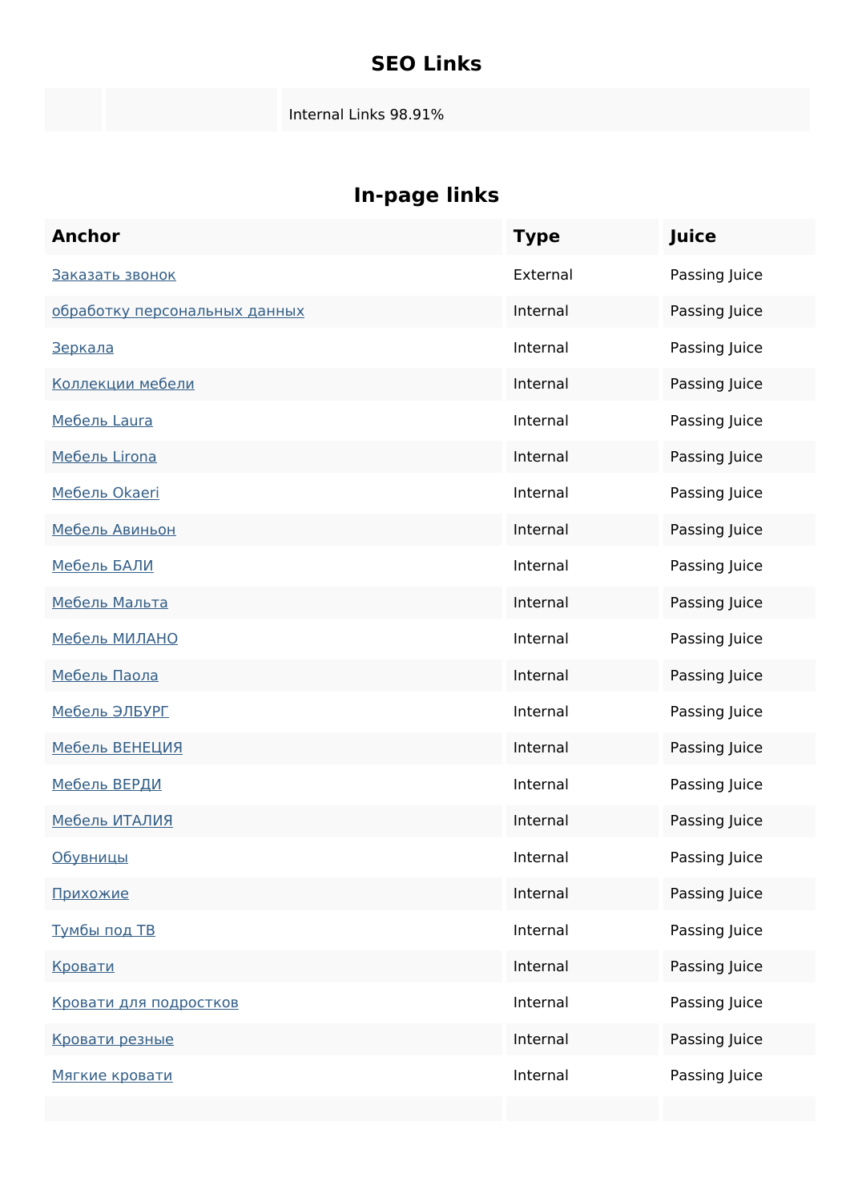## SEO Links

| | | Internal Links 98.91% |
|---|---|---|

## In-page links

| Anchor | Type | Juice |
|---|---|---|
| Заказать звонок | External | Passing Juice |
| обработку персональных данных | Internal | Passing Juice |
| Зеркала | Internal | Passing Juice |
| Коллекции мебели | Internal | Passing Juice |
| Мебель Laura | Internal | Passing Juice |
| Мебель Lirona | Internal | Passing Juice |
| Мебель Okaeri | Internal | Passing Juice |
| Мебель Авиньон | Internal | Passing Juice |
| Мебель БАЛИ | Internal | Passing Juice |
| Мебель Мальта | Internal | Passing Juice |
| Мебель МИЛАНО | Internal | Passing Juice |
| Мебель Паола | Internal | Passing Juice |
| Мебель ЭЛБУРГ | Internal | Passing Juice |
| Мебель ВЕНЕЦИЯ | Internal | Passing Juice |
| Мебель ВЕРДИ | Internal | Passing Juice |
| Мебель ИТАЛИЯ | Internal | Passing Juice |
| Обувницы | Internal | Passing Juice |
| Прихожие | Internal | Passing Juice |
| Тумбы под ТВ | Internal | Passing Juice |
| Кровати | Internal | Passing Juice |
| Кровати для подростков | Internal | Passing Juice |
| Кровати резные | Internal | Passing Juice |
| Мягкие кровати | Internal | Passing Juice |
| | | |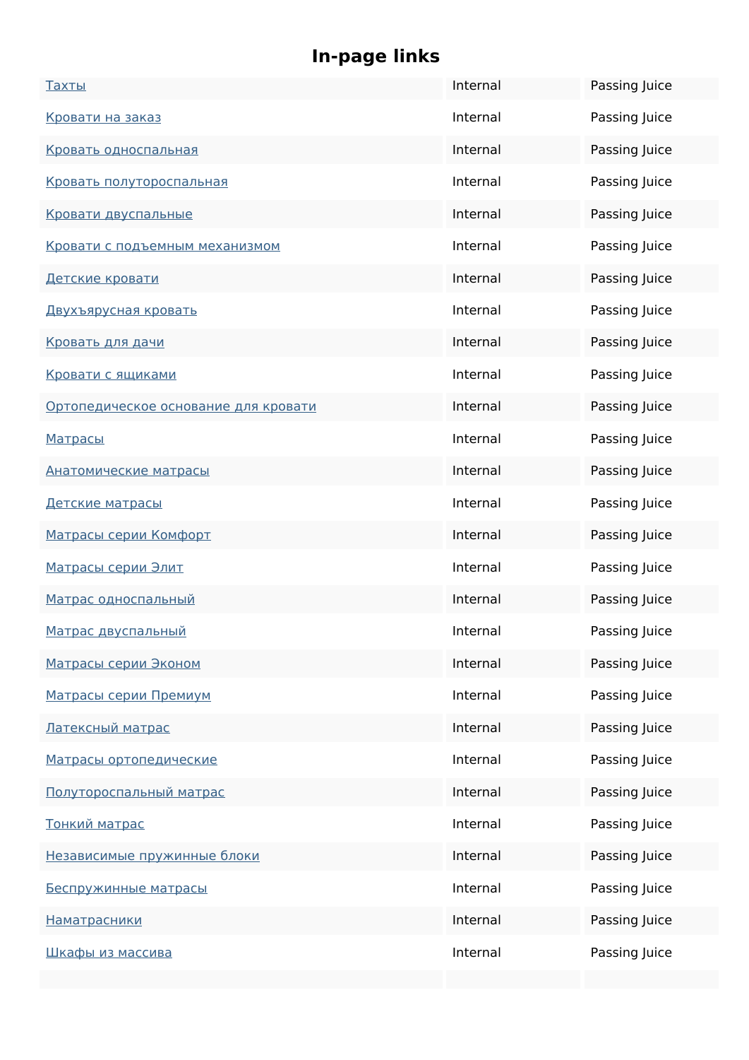## In-page links

| | | |
|---|---|---|
| Тахты | Internal | Passing Juice |
| Кровати на заказ | Internal | Passing Juice |
| Кровать односпальная | Internal | Passing Juice |
| Кровать полутороспальная | Internal | Passing Juice |
| Кровати двуспальные | Internal | Passing Juice |
| Кровати с подъемным механизмом | Internal | Passing Juice |
| Детские кровати | Internal | Passing Juice |
| Двухъярусная кровать | Internal | Passing Juice |
| Кровать для дачи | Internal | Passing Juice |
| Кровати с ящиками | Internal | Passing Juice |
| Ортопедическое основание для кровати | Internal | Passing Juice |
| Матрасы | Internal | Passing Juice |
| Анатомические матрасы | Internal | Passing Juice |
| Детские матрасы | Internal | Passing Juice |
| Матрасы серии Комфорт | Internal | Passing Juice |
| Матрасы серии Элит | Internal | Passing Juice |
| Матрас односпальный | Internal | Passing Juice |
| Матрас двуспальный | Internal | Passing Juice |
| Матрасы серии Эконом | Internal | Passing Juice |
| Матрасы серии Премиум | Internal | Passing Juice |
| Латексный матрас | Internal | Passing Juice |
| Матрасы ортопедические | Internal | Passing Juice |
| Полутороспальный матрас | Internal | Passing Juice |
| Тонкий матрас | Internal | Passing Juice |
| Независимые пружинные блоки | Internal | Passing Juice |
| Беспружинные матрасы | Internal | Passing Juice |
| Наматрасники | Internal | Passing Juice |
| Шкафы из массива | Internal | Passing Juice |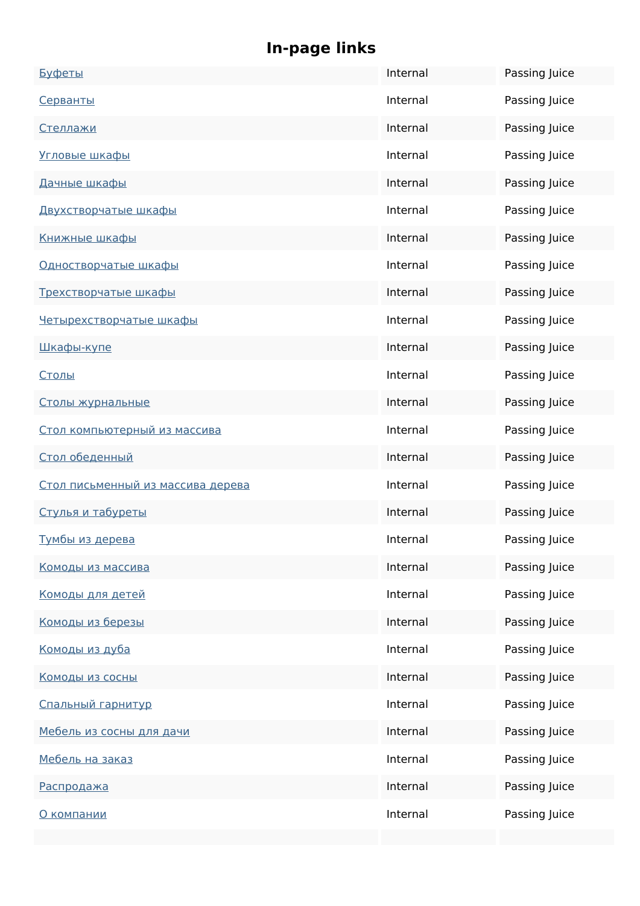## In-page links

| | | |
|---|---|---|
| Буфеты | Internal | Passing Juice |
| Серванты | Internal | Passing Juice |
| Стеллажи | Internal | Passing Juice |
| Угловые шкафы | Internal | Passing Juice |
| Дачные шкафы | Internal | Passing Juice |
| Двухстворчатые шкафы | Internal | Passing Juice |
| Книжные шкафы | Internal | Passing Juice |
| Одностворчатые шкафы | Internal | Passing Juice |
| Трехстворчатые шкафы | Internal | Passing Juice |
| Четырехстворчатые шкафы | Internal | Passing Juice |
| Шкафы-купе | Internal | Passing Juice |
| Столы | Internal | Passing Juice |
| Столы журнальные | Internal | Passing Juice |
| Стол компьютерный из массива | Internal | Passing Juice |
| Стол обеденный | Internal | Passing Juice |
| Стол письменный из массива дерева | Internal | Passing Juice |
| Стулья и табуреты | Internal | Passing Juice |
| Тумбы из дерева | Internal | Passing Juice |
| Комоды из массива | Internal | Passing Juice |
| Комоды для детей | Internal | Passing Juice |
| Комоды из березы | Internal | Passing Juice |
| Комоды из дуба | Internal | Passing Juice |
| Комоды из сосны | Internal | Passing Juice |
| Спальный гарнитур | Internal | Passing Juice |
| Мебель из сосны для дачи | Internal | Passing Juice |
| Мебель на заказ | Internal | Passing Juice |
| Распродажа | Internal | Passing Juice |
| О компании | Internal | Passing Juice |
| | | |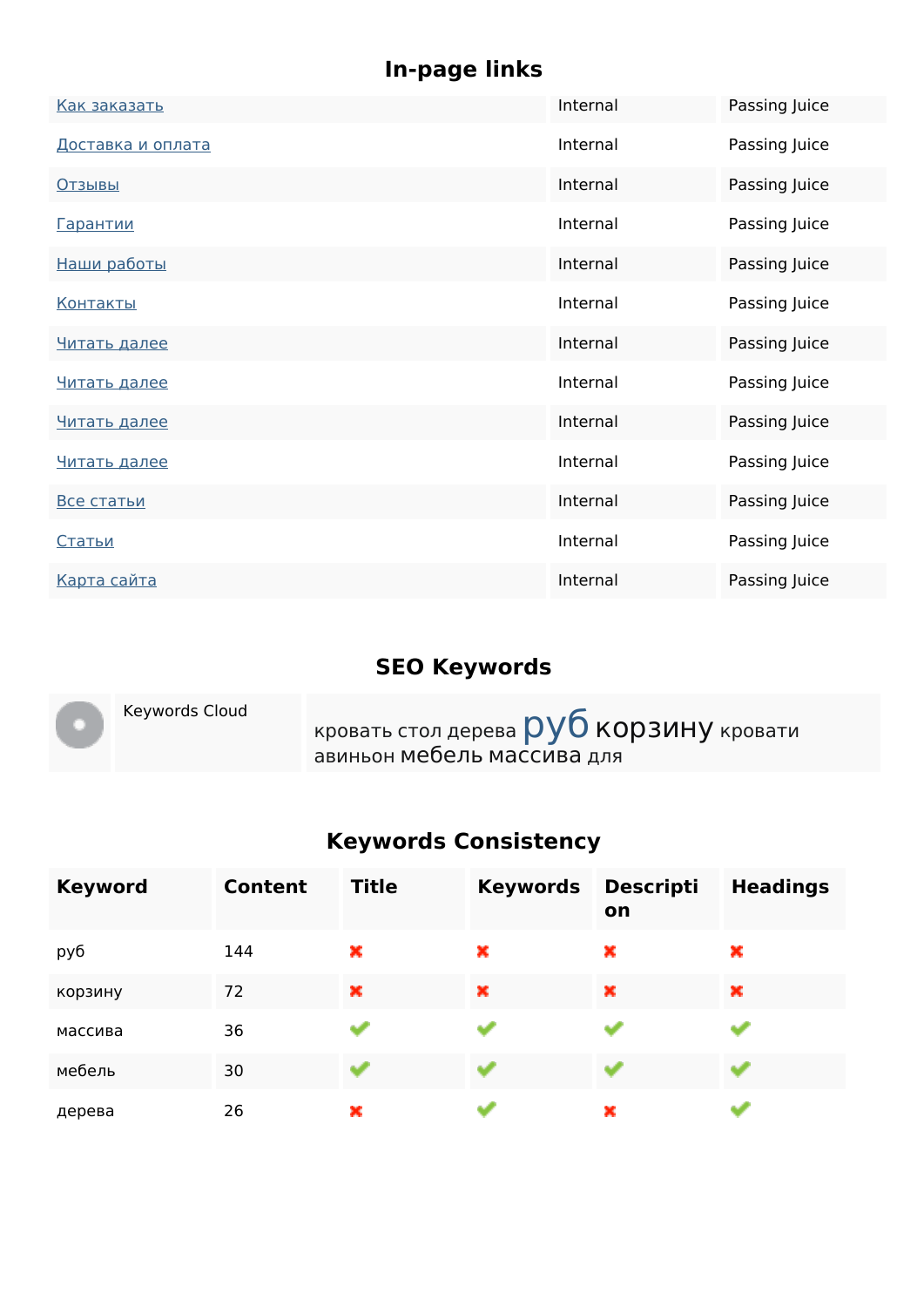## In-page links

| | | |
|---|---|---|
| Как заказать | Internal | Passing Juice |
| Доставка и оплата | Internal | Passing Juice |
| Отзывы | Internal | Passing Juice |
| Гарантии | Internal | Passing Juice |
| Наши работы | Internal | Passing Juice |
| Контакты | Internal | Passing Juice |
| Читать далее | Internal | Passing Juice |
| Читать далее | Internal | Passing Juice |
| Читать далее | Internal | Passing Juice |
| Читать далее | Internal | Passing Juice |
| Все статьи | Internal | Passing Juice |
| Статьи | Internal | Passing Juice |
| Карта сайта | Internal | Passing Juice |

## SEO Keywords

| | |
|---|---|
| Keywords Cloud | кровать стол дерева руб корзину кровати авиньон мебель массива для |

## Keywords Consistency

| Keyword | Content | Title | Keywords | Description | Headings |
|---|---|---|---|---|---|
| руб | 144 | ✖ | ✖ | ✖ | ✖ |
| корзину | 72 | ✖ | ✖ | ✖ | ✖ |
| массива | 36 | ✔ | ✔ | ✔ | ✔ |
| мебель | 30 | ✔ | ✔ | ✔ | ✔ |
| дерева | 26 | ✖ | ✔ | ✖ | ✔ |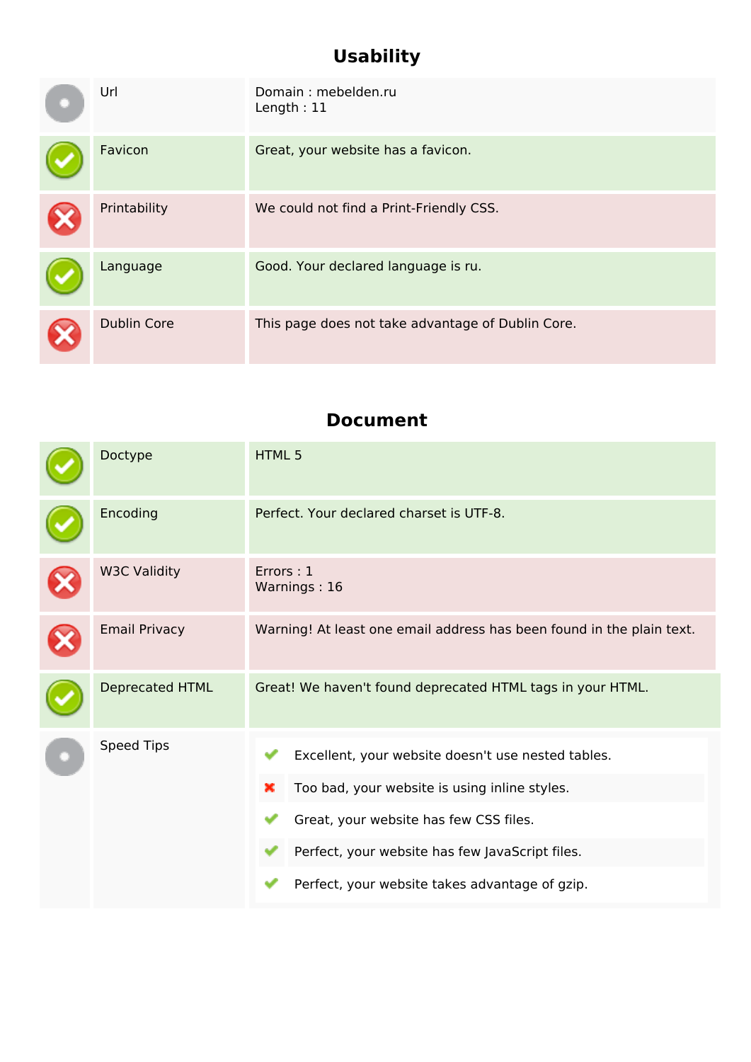## Usability

| | | |
|---|---|---|
| | Url | Domain : mebelden.ru<br>Length : 11 |
| | Favicon | Great, your website has a favicon. |
| | Printability | We could not find a Print-Friendly CSS. |
| | Language | Good. Your declared language is ru. |
| | Dublin Core | This page does not take advantage of Dublin Core. |

## Document

| | | |
|---|---|---|
| | Doctype | HTML 5 |
| | Encoding | Perfect. Your declared charset is UTF-8. |
| | W3C Validity | Errors : 1<br>Warnings : 16 |
| | Email Privacy | Warning! At least one email address has been found in the plain text. |
| | Deprecated HTML | Great! We haven't found deprecated HTML tags in your HTML. |
| | Speed Tips | Excellent, your website doesn't use nested tables.<br>Too bad, your website is using inline styles.<br>Great, your website has few CSS files.<br>Perfect, your website has few JavaScript files.<br>Perfect, your website takes advantage of gzip. |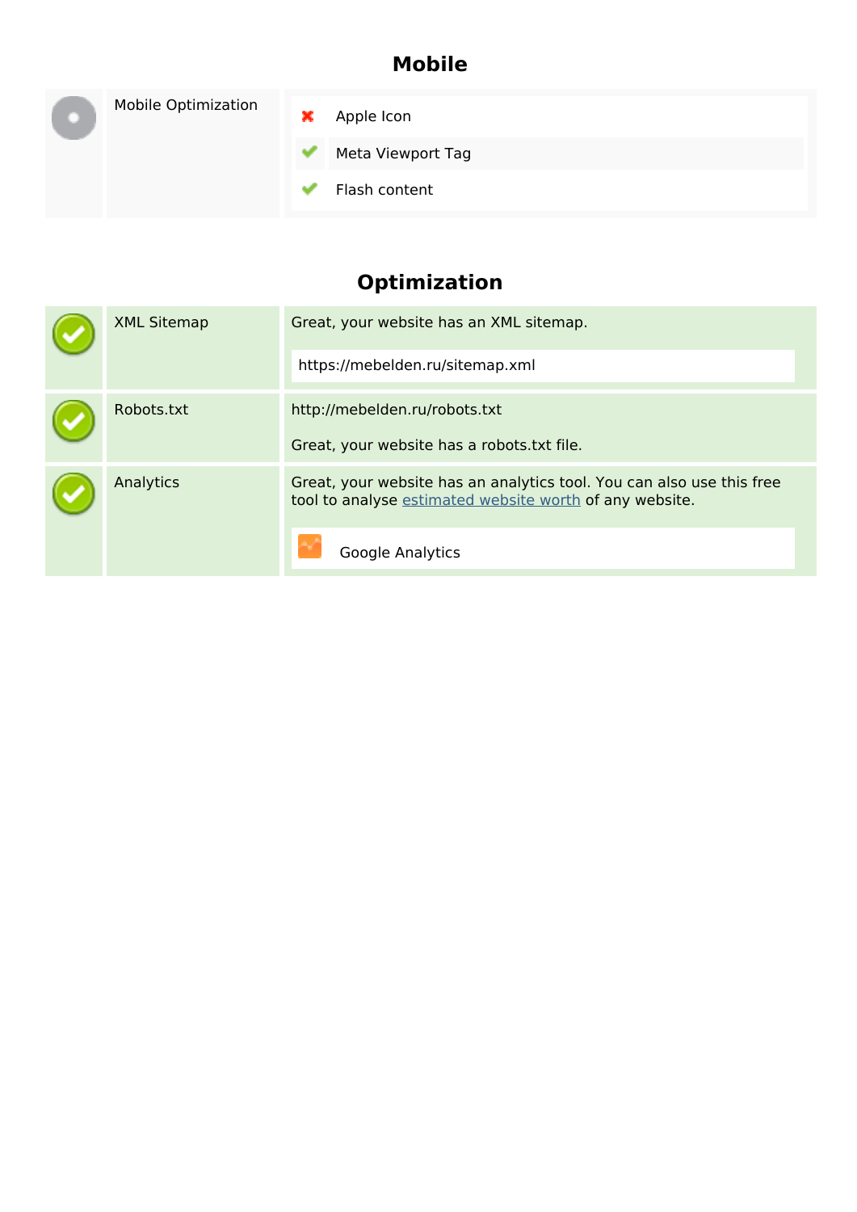## Mobile

| | | |
|---|---|---|
| | Mobile Optimization | ✖ Apple Icon<br>✔ Meta Viewport Tag<br>✔ Flash content |

## Optimization

| | | |
|---|---|---|
| ✔ | XML Sitemap | Great, your website has an XML sitemap.<br><br>https://mebelden.ru/sitemap.xml |
| ✔ | Robots.txt | http://mebelden.ru/robots.txt<br><br>Great, your website has a robots.txt file. |
| ✔ | Analytics | Great, your website has an analytics tool. You can also use this free tool to analyse estimated website worth of any website.<br><br>Google Analytics |